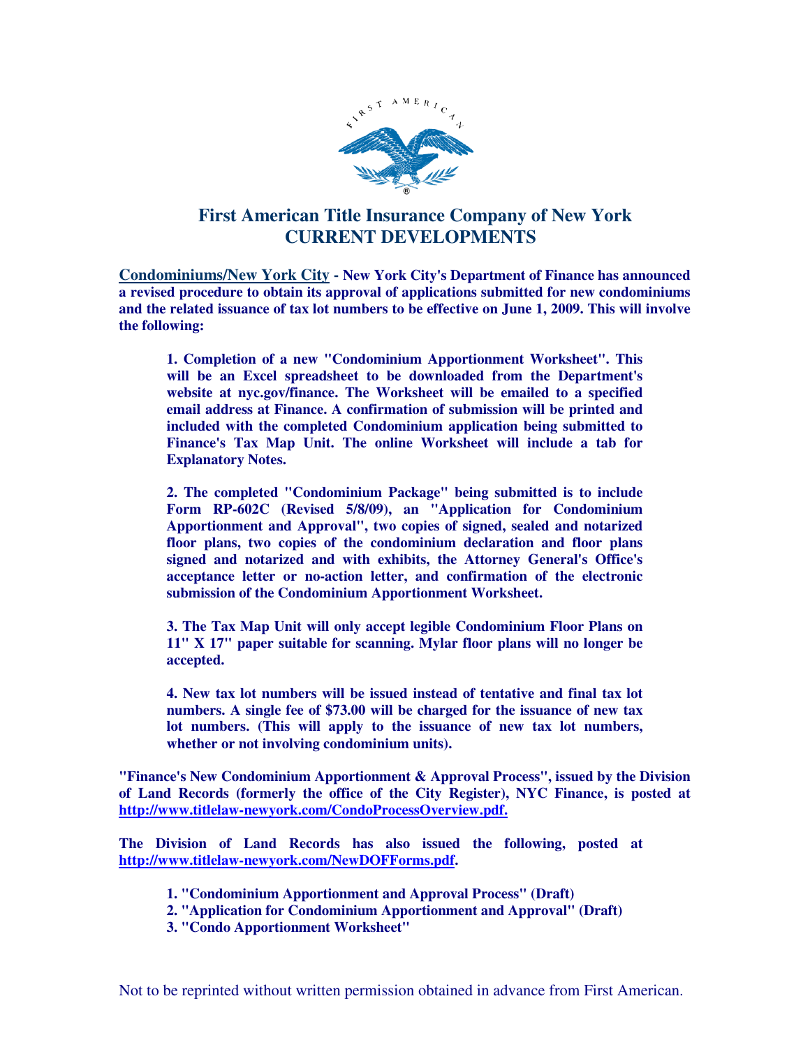# First American Title Insurance Company of New York
# CURRENT DEVELOPMENTS

**Condominiums/New York City - New York City's Department of Finance has announced a revised procedure to obtain its approval of applications submitted for new condominiums and the related issuance of tax lot numbers to be effective on June 1, 2009. This will involve the following:**

> **1. Completion of a new "Condominium Apportionment Worksheet". This will be an Excel spreadsheet to be downloaded from the Department's website at nyc.gov/finance. The Worksheet will be emailed to a specified email address at Finance. A confirmation of submission will be printed and included with the completed Condominium application being submitted to Finance's Tax Map Unit. The online Worksheet will include a tab for Explanatory Notes.**
>
> **2. The completed "Condominium Package" being submitted is to include Form RP-602C (Revised 5/8/09), an "Application for Condominium Apportionment and Approval", two copies of signed, sealed and notarized floor plans, two copies of the condominium declaration and floor plans signed and notarized and with exhibits, the Attorney General's Office's acceptance letter or no-action letter, and confirmation of the electronic submission of the Condominium Apportionment Worksheet.**
>
> **3. The Tax Map Unit will only accept legible Condominium Floor Plans on 11" X 17" paper suitable for scanning. Mylar floor plans will no longer be accepted.**
>
> **4. New tax lot numbers will be issued instead of tentative and final tax lot numbers. A single fee of $73.00 will be charged for the issuance of new tax lot numbers. (This will apply to the issuance of new tax lot numbers, whether or not involving condominium units).**

**"Finance's New Condominium Apportionment & Approval Process", issued by the Division of Land Records (formerly the office of the City Register), NYC Finance, is posted at http://www.titlelaw-newyork.com/CondoProcessOverview.pdf.**

**The Division of Land Records has also issued the following, posted at http://www.titlelaw-newyork.com/NewDOFForms.pdf.**

> **1. "Condominium Apportionment and Approval Process" (Draft)**
> **2. "Application for Condominium Apportionment and Approval" (Draft)**
> **3. "Condo Apportionment Worksheet"**

Not to be reprinted without written permission obtained in advance from First American.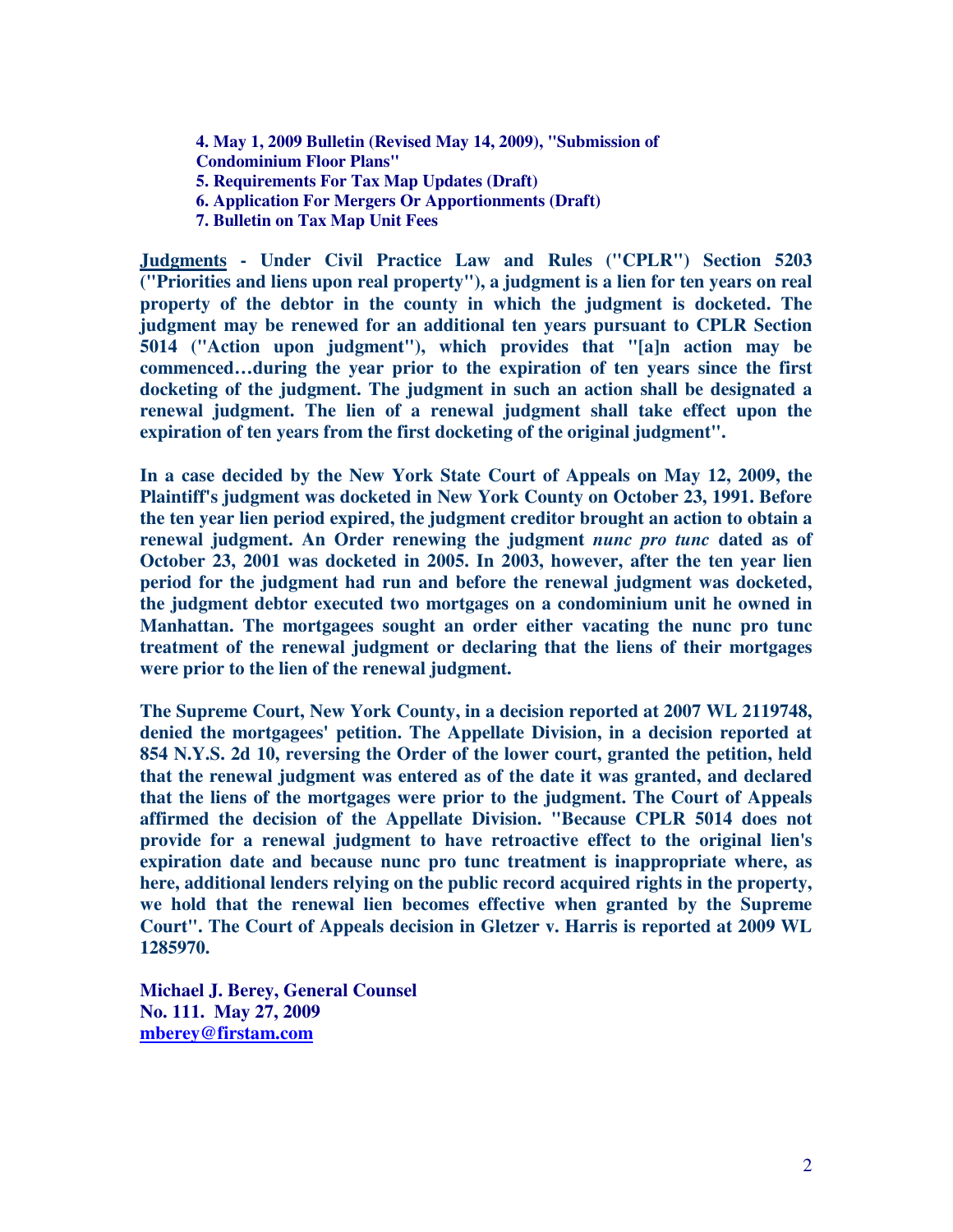**4. May 1, 2009 Bulletin (Revised May 14, 2009), "Submission of Condominium Floor Plans"**
**5. Requirements For Tax Map Updates (Draft)**
**6. Application For Mergers Or Apportionments (Draft)**
**7. Bulletin on Tax Map Unit Fees**

**<u>Judgments</u> - Under Civil Practice Law and Rules ("CPLR") Section 5203 ("Priorities and liens upon real property"), a judgment is a lien for ten years on real property of the debtor in the county in which the judgment is docketed. The judgment may be renewed for an additional ten years pursuant to CPLR Section 5014 ("Action upon judgment"), which provides that "[a]n action may be commenced…during the year prior to the expiration of ten years since the first docketing of the judgment. The judgment in such an action shall be designated a renewal judgment. The lien of a renewal judgment shall take effect upon the expiration of ten years from the first docketing of the original judgment".**

**In a case decided by the New York State Court of Appeals on May 12, 2009, the Plaintiff's judgment was docketed in New York County on October 23, 1991. Before the ten year lien period expired, the judgment creditor brought an action to obtain a renewal judgment. An Order renewing the judgment *nunc pro tunc* dated as of October 23, 2001 was docketed in 2005. In 2003, however, after the ten year lien period for the judgment had run and before the renewal judgment was docketed, the judgment debtor executed two mortgages on a condominium unit he owned in Manhattan. The mortgagees sought an order either vacating the nunc pro tunc treatment of the renewal judgment or declaring that the liens of their mortgages were prior to the lien of the renewal judgment.**

**The Supreme Court, New York County, in a decision reported at 2007 WL 2119748, denied the mortgagees' petition. The Appellate Division, in a decision reported at 854 N.Y.S. 2d 10, reversing the Order of the lower court, granted the petition, held that the renewal judgment was entered as of the date it was granted, and declared that the liens of the mortgages were prior to the judgment. The Court of Appeals affirmed the decision of the Appellate Division. "Because CPLR 5014 does not provide for a renewal judgment to have retroactive effect to the original lien's expiration date and because nunc pro tunc treatment is inappropriate where, as here, additional lenders relying on the public record acquired rights in the property, we hold that the renewal lien becomes effective when granted by the Supreme Court". The Court of Appeals decision in Gletzer v. Harris is reported at 2009 WL 1285970.**

**Michael J. Berey, General Counsel**
**No. 111. May 27, 2009**
**mberey@firstam.com**